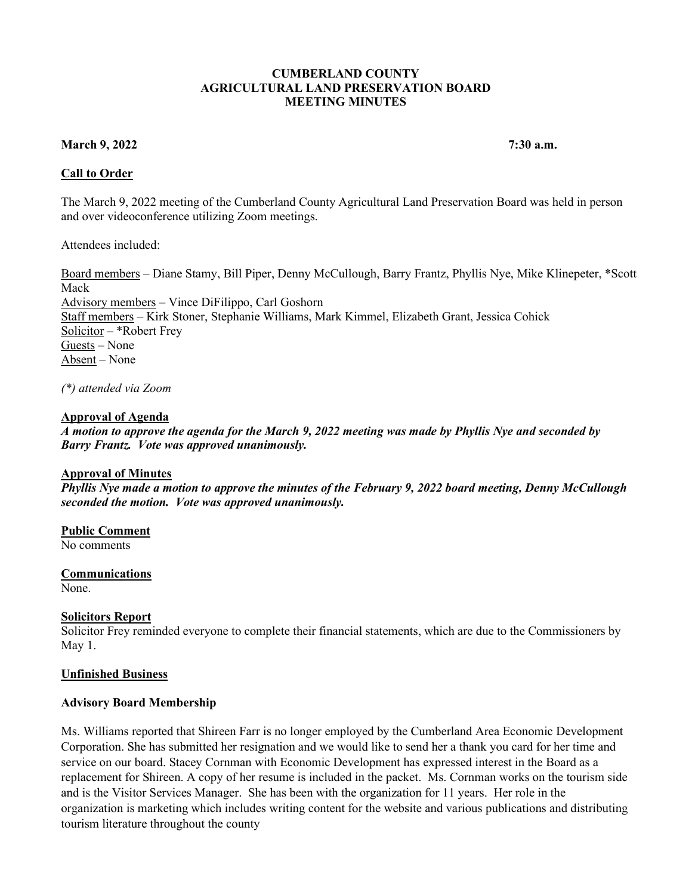# CUMBERLAND COUNTY
# AGRICULTURAL LAND PRESERVATION BOARD
# MEETING MINUTES

**March 9, 2022** **7:30 a.m.**

## Call to Order

The March 9, 2022 meeting of the Cumberland County Agricultural Land Preservation Board was held in person and over videoconference utilizing Zoom meetings.

Attendees included:

Board members – Diane Stamy, Bill Piper, Denny McCullough, Barry Frantz, Phyllis Nye, Mike Klinepeter, *Scott Mack
Advisory members – Vince DiFilippo, Carl Goshorn
Staff members – Kirk Stoner, Stephanie Williams, Mark Kimmel, Elizabeth Grant, Jessica Cohick
Solicitor – *Robert Frey
Guests – None
Absent – None

*(*) attended via Zoom*

## Approval of Agenda

***A motion to approve the agenda for the March 9, 2022 meeting was made by Phyllis Nye and seconded by Barry Frantz. Vote was approved unanimously.***

## Approval of Minutes

***Phyllis Nye made a motion to approve the minutes of the February 9, 2022 board meeting, Denny McCullough seconded the motion. Vote was approved unanimously.***

## Public Comment

No comments

## Communications

None.

## Solicitors Report

Solicitor Frey reminded everyone to complete their financial statements, which are due to the Commissioners by May 1.

## Unfinished Business

### Advisory Board Membership

Ms. Williams reported that Shireen Farr is no longer employed by the Cumberland Area Economic Development Corporation. She has submitted her resignation and we would like to send her a thank you card for her time and service on our board. Stacey Cornman with Economic Development has expressed interest in the Board as a replacement for Shireen. A copy of her resume is included in the packet. Ms. Cornman works on the tourism side and is the Visitor Services Manager. She has been with the organization for 11 years. Her role in the organization is marketing which includes writing content for the website and various publications and distributing tourism literature throughout the county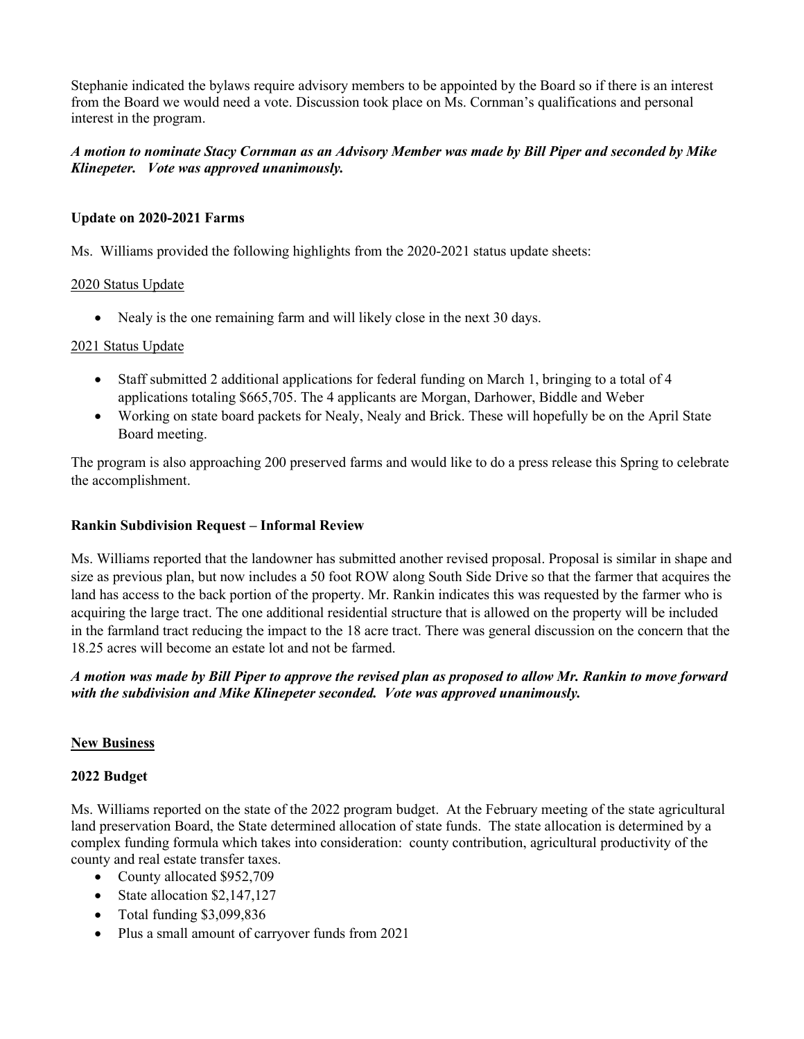Stephanie indicated the bylaws require advisory members to be appointed by the Board so if there is an interest from the Board we would need a vote. Discussion took place on Ms. Cornman's qualifications and personal interest in the program.

***A motion to nominate Stacy Cornman as an Advisory Member was made by Bill Piper and seconded by Mike Klinepeter. Vote was approved unanimously.***

**Update on 2020-2021 Farms**

Ms. Williams provided the following highlights from the 2020-2021 status update sheets:

2020 Status Update

- Nealy is the one remaining farm and will likely close in the next 30 days.

2021 Status Update

- Staff submitted 2 additional applications for federal funding on March 1, bringing to a total of 4 applications totaling $665,705. The 4 applicants are Morgan, Darhower, Biddle and Weber
- Working on state board packets for Nealy, Nealy and Brick. These will hopefully be on the April State Board meeting.

The program is also approaching 200 preserved farms and would like to do a press release this Spring to celebrate the accomplishment.

**Rankin Subdivision Request – Informal Review**

Ms. Williams reported that the landowner has submitted another revised proposal. Proposal is similar in shape and size as previous plan, but now includes a 50 foot ROW along South Side Drive so that the farmer that acquires the land has access to the back portion of the property. Mr. Rankin indicates this was requested by the farmer who is acquiring the large tract. The one additional residential structure that is allowed on the property will be included in the farmland tract reducing the impact to the 18 acre tract. There was general discussion on the concern that the 18.25 acres will become an estate lot and not be farmed.

***A motion was made by Bill Piper to approve the revised plan as proposed to allow Mr. Rankin to move forward with the subdivision and Mike Klinepeter seconded. Vote was approved unanimously.***

**New Business**

**2022 Budget**

Ms. Williams reported on the state of the 2022 program budget. At the February meeting of the state agricultural land preservation Board, the State determined allocation of state funds. The state allocation is determined by a complex funding formula which takes into consideration: county contribution, agricultural productivity of the county and real estate transfer taxes.

- County allocated $952,709
- State allocation $2,147,127
- Total funding $3,099,836
- Plus a small amount of carryover funds from 2021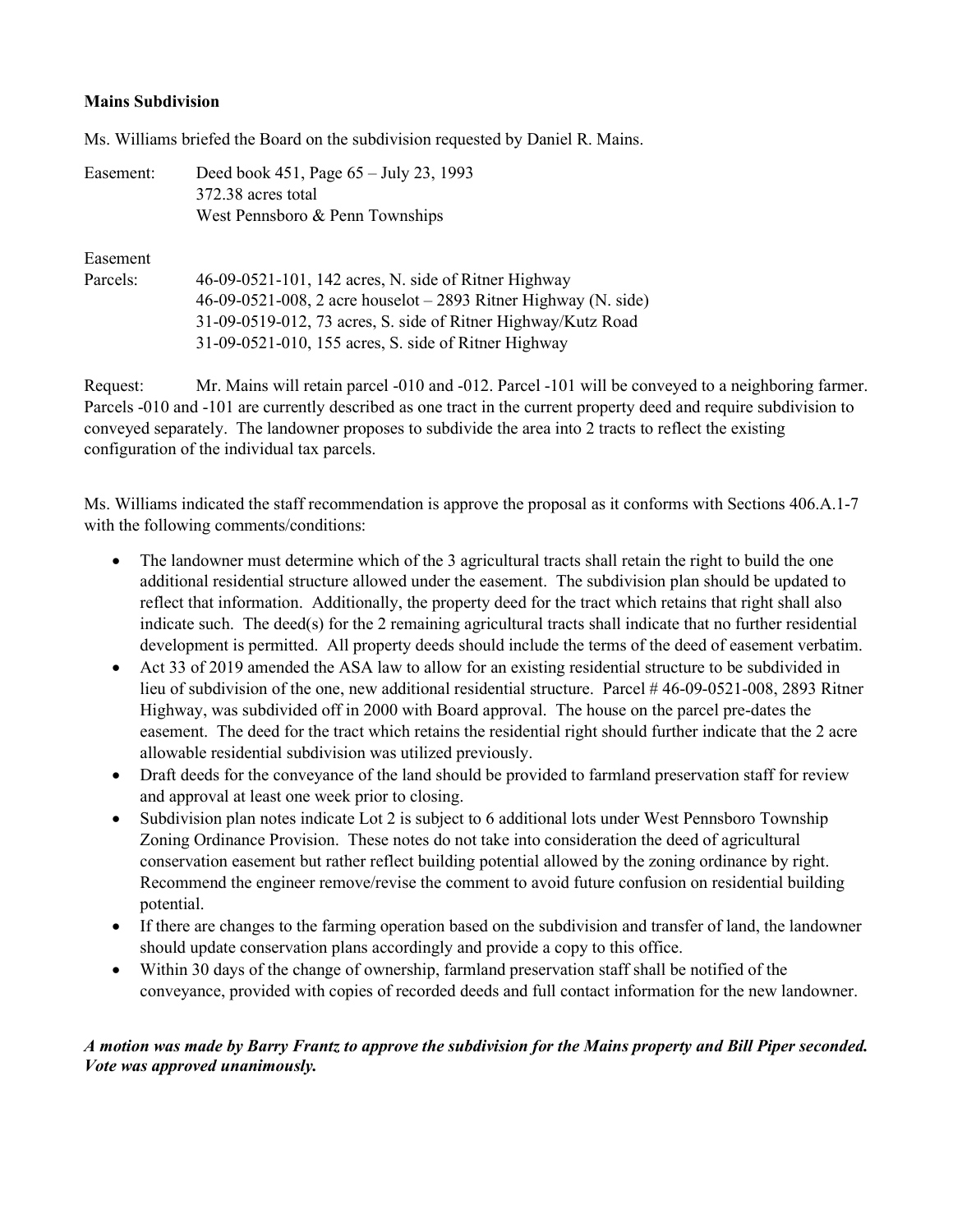**Mains Subdivision**

Ms. Williams briefed the Board on the subdivision requested by Daniel R. Mains.

Easement: Deed book 451, Page 65 – July 23, 1993
372.38 acres total
West Pennsboro & Penn Townships

Easement
Parcels: 46-09-0521-101, 142 acres, N. side of Ritner Highway
46-09-0521-008, 2 acre houselot – 2893 Ritner Highway (N. side)
31-09-0519-012, 73 acres, S. side of Ritner Highway/Kutz Road
31-09-0521-010, 155 acres, S. side of Ritner Highway

Request: Mr. Mains will retain parcel -010 and -012. Parcel -101 will be conveyed to a neighboring farmer. Parcels -010 and -101 are currently described as one tract in the current property deed and require subdivision to conveyed separately. The landowner proposes to subdivide the area into 2 tracts to reflect the existing configuration of the individual tax parcels.

Ms. Williams indicated the staff recommendation is approve the proposal as it conforms with Sections 406.A.1-7 with the following comments/conditions:

- The landowner must determine which of the 3 agricultural tracts shall retain the right to build the one additional residential structure allowed under the easement. The subdivision plan should be updated to reflect that information. Additionally, the property deed for the tract which retains that right shall also indicate such. The deed(s) for the 2 remaining agricultural tracts shall indicate that no further residential development is permitted. All property deeds should include the terms of the deed of easement verbatim.
- Act 33 of 2019 amended the ASA law to allow for an existing residential structure to be subdivided in lieu of subdivision of the one, new additional residential structure. Parcel # 46-09-0521-008, 2893 Ritner Highway, was subdivided off in 2000 with Board approval. The house on the parcel pre-dates the easement. The deed for the tract which retains the residential right should further indicate that the 2 acre allowable residential subdivision was utilized previously.
- Draft deeds for the conveyance of the land should be provided to farmland preservation staff for review and approval at least one week prior to closing.
- Subdivision plan notes indicate Lot 2 is subject to 6 additional lots under West Pennsboro Township Zoning Ordinance Provision. These notes do not take into consideration the deed of agricultural conservation easement but rather reflect building potential allowed by the zoning ordinance by right. Recommend the engineer remove/revise the comment to avoid future confusion on residential building potential.
- If there are changes to the farming operation based on the subdivision and transfer of land, the landowner should update conservation plans accordingly and provide a copy to this office.
- Within 30 days of the change of ownership, farmland preservation staff shall be notified of the conveyance, provided with copies of recorded deeds and full contact information for the new landowner.

***A motion was made by Barry Frantz to approve the subdivision for the Mains property and Bill Piper seconded. Vote was approved unanimously.***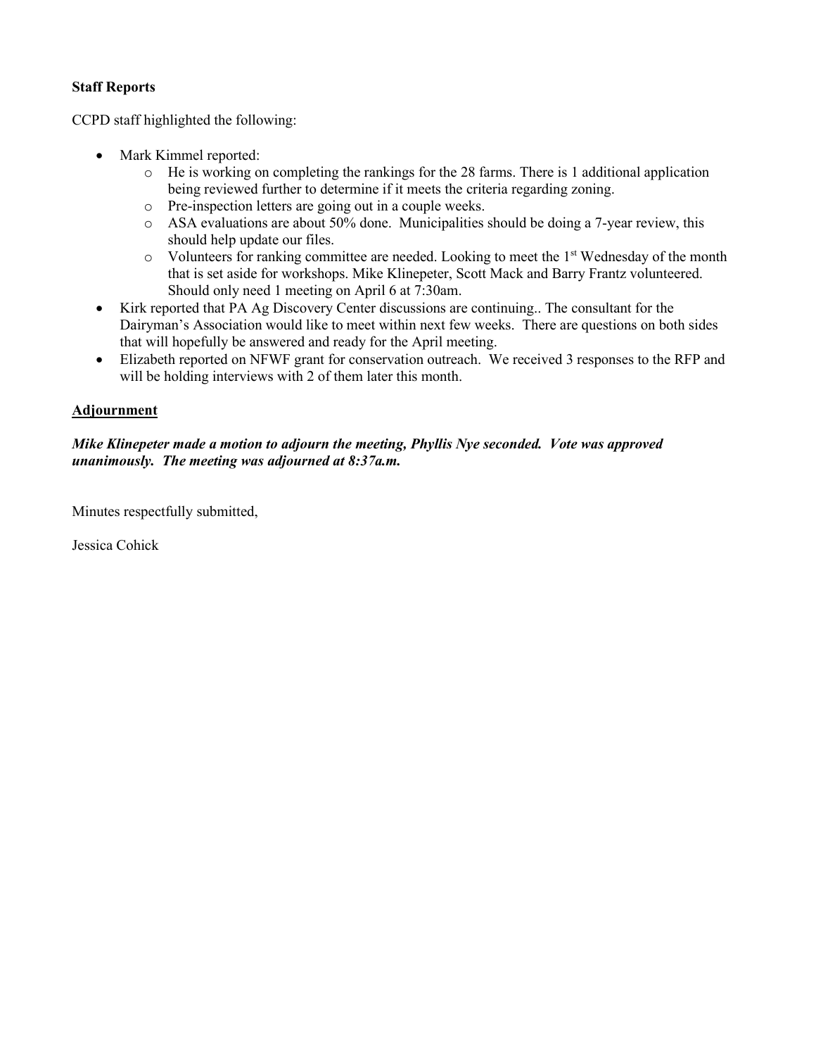**Staff Reports**

CCPD staff highlighted the following:

- Mark Kimmel reported:
  - He is working on completing the rankings for the 28 farms. There is 1 additional application being reviewed further to determine if it meets the criteria regarding zoning.
  - Pre-inspection letters are going out in a couple weeks.
  - ASA evaluations are about 50% done. Municipalities should be doing a 7-year review, this should help update our files.
  - Volunteers for ranking committee are needed. Looking to meet the 1st Wednesday of the month that is set aside for workshops. Mike Klinepeter, Scott Mack and Barry Frantz volunteered. Should only need 1 meeting on April 6 at 7:30am.
- Kirk reported that PA Ag Discovery Center discussions are continuing.. The consultant for the Dairyman's Association would like to meet within next few weeks. There are questions on both sides that will hopefully be answered and ready for the April meeting.
- Elizabeth reported on NFWF grant for conservation outreach. We received 3 responses to the RFP and will be holding interviews with 2 of them later this month.

**Adjournment**

***Mike Klinepeter made a motion to adjourn the meeting, Phyllis Nye seconded. Vote was approved unanimously. The meeting was adjourned at 8:37a.m.***

Minutes respectfully submitted,

Jessica Cohick